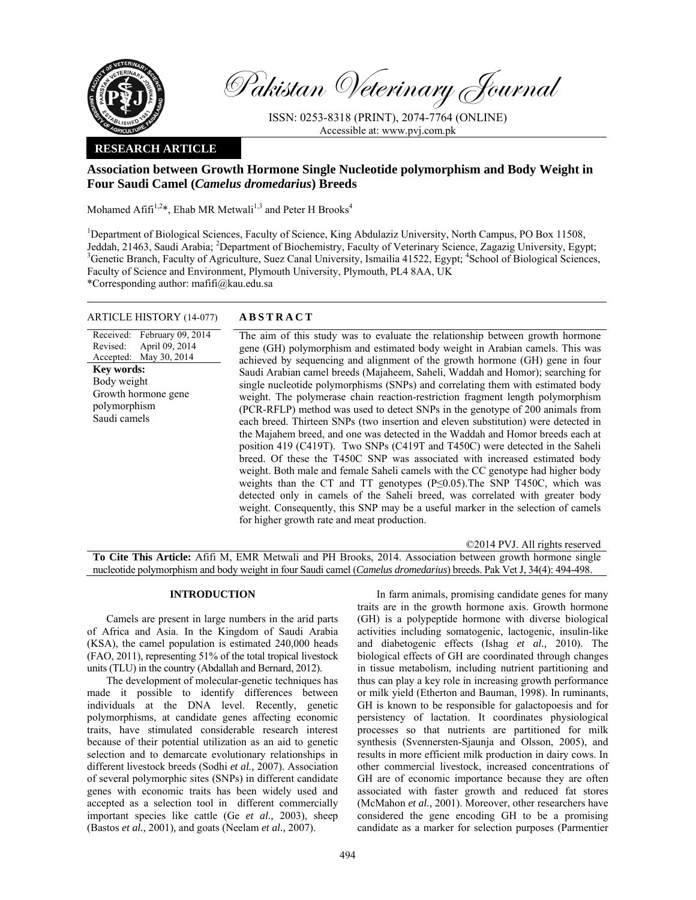Pakistan Veterinary Journal

ISSN: 0253-8318 (PRINT), 2074-7764 (ONLINE)
Accessible at: www.pvj.com.pk

**RESEARCH ARTICLE**

# Association between Growth Hormone Single Nucleotide polymorphism and Body Weight in Four Saudi Camel (*Camelus dromedarius*) Breeds

Mohamed Afifi[1,2]*, Ehab MR Metwali[1,3] and Peter H Brooks[4]

[1]Department of Biological Sciences, Faculty of Science, King Abdulaziz University, North Campus, PO Box 11508, Jeddah, 21463, Saudi Arabia; [2]Department of Biochemistry, Faculty of Veterinary Science, Zagazig University, Egypt; [3]Genetic Branch, Faculty of Agriculture, Suez Canal University, Ismailia 41522, Egypt; [4]School of Biological Sciences, Faculty of Science and Environment, Plymouth University, Plymouth, PL4 8AA, UK
*Corresponding author: mafifi@kau.edu.sa

**ARTICLE HISTORY** (14-077)

Received: February 09, 2014
Revised: April 09, 2014
Accepted: May 30, 2014

**Key words:**
Body weight
Growth hormone gene polymorphism
Saudi camels

## ABSTRACT

The aim of this study was to evaluate the relationship between growth hormone gene (GH) polymorphism and estimated body weight in Arabian camels. This was achieved by sequencing and alignment of the growth hormone (GH) gene in four Saudi Arabian camel breeds (Majaheem, Saheli, Waddah and Homor); searching for single nucleotide polymorphisms (SNPs) and correlating them with estimated body weight. The polymerase chain reaction-restriction fragment length polymorphism (PCR-RFLP) method was used to detect SNPs in the genotype of 200 animals from each breed. Thirteen SNPs (two insertion and eleven substitution) were detected in the Majahem breed, and one was detected in the Waddah and Homor breeds each at position 419 (C419T). Two SNPs (C419T and T450C) were detected in the Saheli breed. Of these the T450C SNP was associated with increased estimated body weight. Both male and female Saheli camels with the CC genotype had higher body weights than the CT and TT genotypes ($P \leq 0.05$).The SNP T450C, which was detected only in camels of the Saheli breed, was correlated with greater body weight. Consequently, this SNP may be a useful marker in the selection of camels for higher growth rate and meat production.

©2014 PVJ. All rights reserved

**To Cite This Article:** Afifi M, EMR Metwali and PH Brooks, 2014. Association between growth hormone single nucleotide polymorphism and body weight in four Saudi camel (*Camelus dromedarius*) breeds. Pak Vet J, 34(4): 494-498.

## INTRODUCTION

Camels are present in large numbers in the arid parts of Africa and Asia. In the Kingdom of Saudi Arabia (KSA), the camel population is estimated 240,000 heads (FAO, 2011), representing 51% of the total tropical livestock units (TLU) in the country (Abdallah and Bernard, 2012).

The development of molecular-genetic techniques has made it possible to identify differences between individuals at the DNA level. Recently, genetic polymorphisms, at candidate genes affecting economic traits, have stimulated considerable research interest because of their potential utilization as an aid to genetic selection and to demarcate evolutionary relationships in different livestock breeds (Sodhi *et al.,* 2007). Association of several polymorphic sites (SNPs) in different candidate genes with economic traits has been widely used and accepted as a selection tool in different commercially important species like cattle (Ge *et al.,* 2003), sheep (Bastos *et al.,* 2001), and goats (Neelam *et al.,* 2007).

In farm animals, promising candidate genes for many traits are in the growth hormone axis. Growth hormone (GH) is a polypeptide hormone with diverse biological activities including somatogenic, lactogenic, insulin-like and diabetogenic effects (Ishag *et al.,* 2010). The biological effects of GH are coordinated through changes in tissue metabolism, including nutrient partitioning and thus can play a key role in increasing growth performance or milk yield (Etherton and Bauman, 1998). In ruminants, GH is known to be responsible for galactopoesis and for persistency of lactation. It coordinates physiological processes so that nutrients are partitioned for milk synthesis (Svennersten-Sjaunja and Olsson, 2005), and results in more efficient milk production in dairy cows. In other commercial livestock, increased concentrations of GH are of economic importance because they are often associated with faster growth and reduced fat stores (McMahon *et al.,* 2001). Moreover, other researchers have considered the gene encoding GH to be a promising candidate as a marker for selection purposes (Parmentier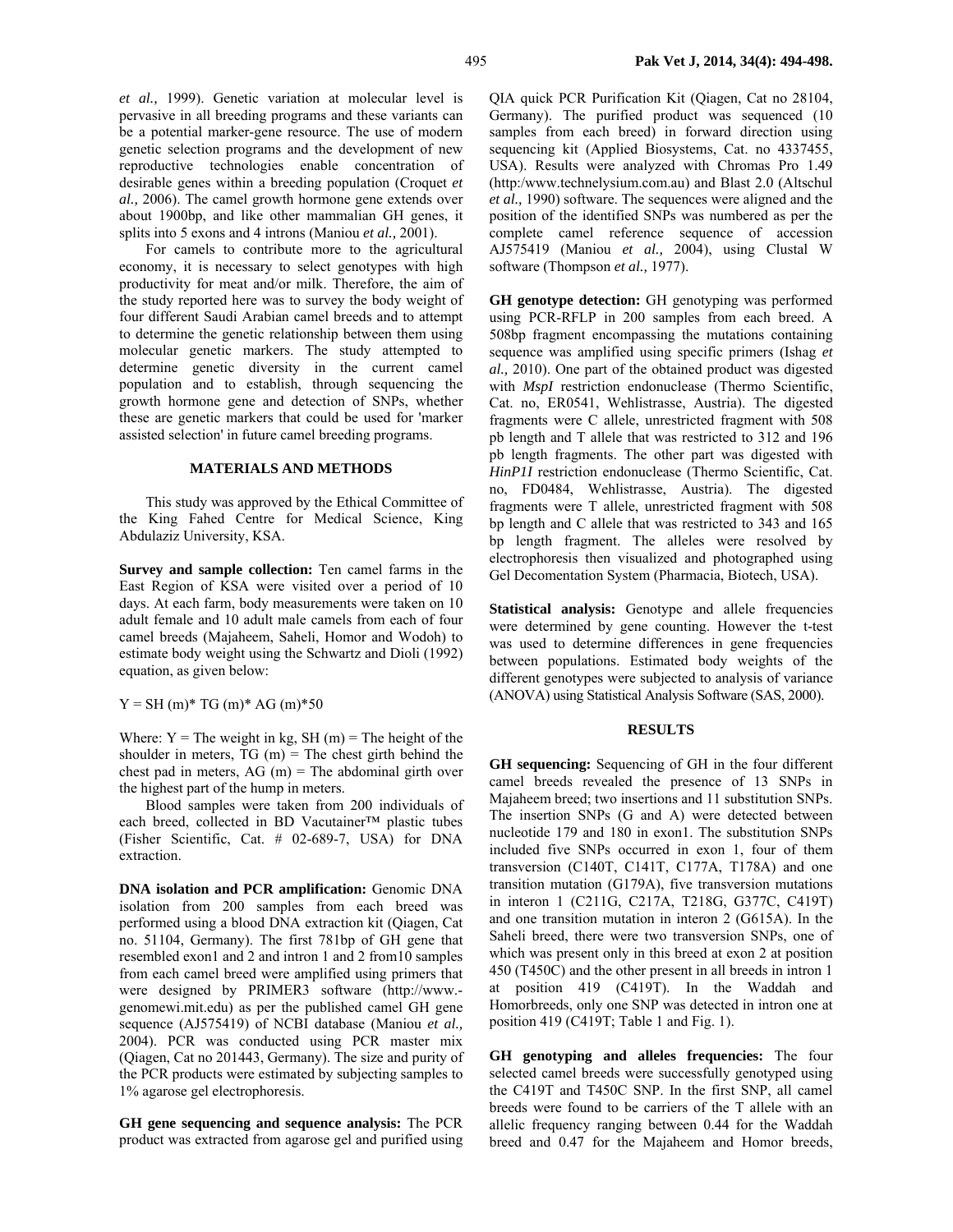*et al.,* 1999). Genetic variation at molecular level is pervasive in all breeding programs and these variants can be a potential marker-gene resource. The use of modern genetic selection programs and the development of new reproductive technologies enable concentration of desirable genes within a breeding population (Croquet *et al.,* 2006). The camel growth hormone gene extends over about 1900bp, and like other mammalian GH genes, it splits into 5 exons and 4 introns (Maniou *et al.,* 2001).

For camels to contribute more to the agricultural economy, it is necessary to select genotypes with high productivity for meat and/or milk. Therefore, the aim of the study reported here was to survey the body weight of four different Saudi Arabian camel breeds and to attempt to determine the genetic relationship between them using molecular genetic markers. The study attempted to determine genetic diversity in the current camel population and to establish, through sequencing the growth hormone gene and detection of SNPs, whether these are genetic markers that could be used for 'marker assisted selection' in future camel breeding programs.

## MATERIALS AND METHODS

This study was approved by the Ethical Committee of the King Fahed Centre for Medical Science, King Abdulaziz University, KSA.

**Survey and sample collection:** Ten camel farms in the East Region of KSA were visited over a period of 10 days. At each farm, body measurements were taken on 10 adult female and 10 adult male camels from each of four camel breeds (Majaheem, Saheli, Homor and Wodoh) to estimate body weight using the Schwartz and Dioli (1992) equation, as given below:

$$Y = SH\,(m) * TG\,(m) * AG\,(m) * 50$$

Where: Y = The weight in kg, SH (m) = The height of the shoulder in meters, TG (m) = The chest girth behind the chest pad in meters, AG (m) = The abdominal girth over the highest part of the hump in meters.

Blood samples were taken from 200 individuals of each breed, collected in BD Vacutainer™ plastic tubes (Fisher Scientific, Cat. # 02-689-7, USA) for DNA extraction.

**DNA isolation and PCR amplification:** Genomic DNA isolation from 200 samples from each breed was performed using a blood DNA extraction kit (Qiagen, Cat no. 51104, Germany). The first 781bp of GH gene that resembled exon1 and 2 and intron 1 and 2 from10 samples from each camel breed were amplified using primers that were designed by PRIMER3 software (http://www.-genomewi.mit.edu) as per the published camel GH gene sequence (AJ575419) of NCBI database (Maniou *et al.,* 2004). PCR was conducted using PCR master mix (Qiagen, Cat no 201443, Germany). The size and purity of the PCR products were estimated by subjecting samples to 1% agarose gel electrophoresis.

**GH gene sequencing and sequence analysis:** The PCR product was extracted from agarose gel and purified using QIA quick PCR Purification Kit (Qiagen, Cat no 28104, Germany). The purified product was sequenced (10 samples from each breed) in forward direction using sequencing kit (Applied Biosystems, Cat. no 4337455, USA). Results were analyzed with Chromas Pro 1.49 (http:/www.technelysium.com.au) and Blast 2.0 (Altschul *et al.,* 1990) software. The sequences were aligned and the position of the identified SNPs was numbered as per the complete camel reference sequence of accession AJ575419 (Maniou *et al.,* 2004), using Clustal W software (Thompson *et al.,* 1977).

**GH genotype detection:** GH genotyping was performed using PCR-RFLP in 200 samples from each breed. A 508bp fragment encompassing the mutations containing sequence was amplified using specific primers (Ishag *et al.,* 2010). One part of the obtained product was digested with *MspI* restriction endonuclease (Thermo Scientific, Cat. no, ER0541, Wehlistrasse, Austria). The digested fragments were C allele, unrestricted fragment with 508 pb length and T allele that was restricted to 312 and 196 pb length fragments. The other part was digested with *HinP1I* restriction endonuclease (Thermo Scientific, Cat. no, FD0484, Wehlistrasse, Austria). The digested fragments were T allele, unrestricted fragment with 508 bp length and C allele that was restricted to 343 and 165 bp length fragment. The alleles were resolved by electrophoresis then visualized and photographed using Gel Decomentation System (Pharmacia, Biotech, USA).

**Statistical analysis:** Genotype and allele frequencies were determined by gene counting. However the t-test was used to determine differences in gene frequencies between populations. Estimated body weights of the different genotypes were subjected to analysis of variance (ANOVA) using Statistical Analysis Software (SAS, 2000).

## RESULTS

**GH sequencing:** Sequencing of GH in the four different camel breeds revealed the presence of 13 SNPs in Majaheem breed; two insertions and 11 substitution SNPs. The insertion SNPs (G and A) were detected between nucleotide 179 and 180 in exon1. The substitution SNPs included five SNPs occurred in exon 1, four of them transversion (C140T, C141T, C177A, T178A) and one transition mutation (G179A), five transversion mutations in interon 1 (C211G, C217A, T218G, G377C, C419T) and one transition mutation in interon 2 (G615A). In the Saheli breed, there were two transversion SNPs, one of which was present only in this breed at exon 2 at position 450 (T450C) and the other present in all breeds in intron 1 at position 419 (C419T). In the Waddah and Homorbreeds, only one SNP was detected in intron one at position 419 (C419T; Table 1 and Fig. 1).

**GH genotyping and alleles frequencies:** The four selected camel breeds were successfully genotyped using the C419T and T450C SNP. In the first SNP, all camel breeds were found to be carriers of the T allele with an allelic frequency ranging between 0.44 for the Waddah breed and 0.47 for the Majaheem and Homor breeds,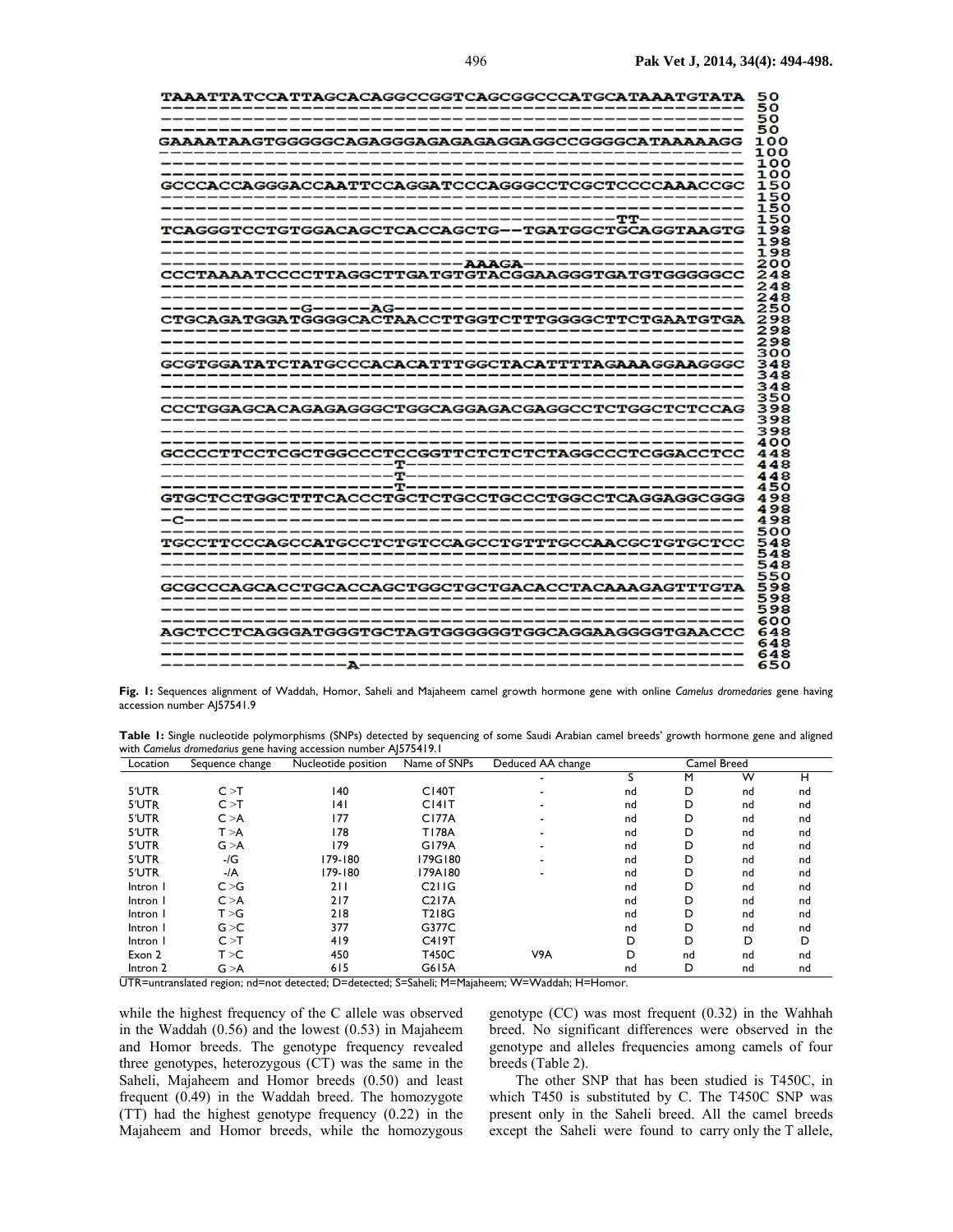```
TAAATTATCCATTAGCACAGGCCGGTCAGCGGCCCATGCATAAATGTATA 50
-------------------------------------------------- 50
-------------------------------------------------- 50
-------------------------------------------------- 50
GAAAATAAGTGGGGGCAGAGGGAGAGAGAGGAGGCCGGGGCATAAAAAGG 100
-------------------------------------------------- 100
-------------------------------------------------- 100
-------------------------------------------------- 100
GCCCACCAGGGACCAATTCCAGGATCCCAGGGCCTCGCTCCCCAAACCGC 150
-------------------------------------------------- 150
-------------------------------------------------- 150
---------------------------------------TT--------- 150
TCAGGGTCCTGTGGACAGCTCACCAGCTG--TGATGGCTGCAGGTAAGTG 198
-------------------------------------------------- 198
-------------------------------------------------- 198
-----------------------------AAAGA---------------- 200
CCCTAAAATCCCCTTAGGCTTGATGTGTACGGAAGGGTGATGTGGGGGCC 248
-------------------------------------------------- 248
-------------------------------------------------- 248
------------G------AG----------------------------- 250
CTGCAGATGGATGGGGCACTAACCTTGGTCTTTGGGGCTTCTGAATGTGA 298
-------------------------------------------------- 298
-------------------------------------------------- 298
-------------------------------------------------- 300
GCGTGGATATCTATGCCCACACATTTGGCTACATTTTAGAAAGGAAGGGC 348
-------------------------------------------------- 348
-------------------------------------------------- 348
-------------------------------------------------- 350
CCCTGGAGCACAGAGAGGGCTGGCAGGAGACGAGGCCTCTGGCTCTCCAG 398
-------------------------------------------------- 398
-------------------------------------------------- 398
-------------------------------------------------- 400
GCCCCTTCCTCGCTGGCCCTCCGGTTCTCTCTCTAGGCCCTCGGACCTCC 448
---------------------T---------------------------- 448
---------------------T---------------------------- 448
---------------------T---------------------------- 450
GTGCTCCTGGCTTTCACCCTGCTCTGCCTGCCCTGGCCTCAGGAGGCGGG 498
-------------------------------------------------- 498
-C------------------------------------------------ 498
-------------------------------------------------- 500
TGCCTTCCCAGCCATGCCTCTGTCCAGCCTGTTTGCCAACGCTGTGCTCC 548
-------------------------------------------------- 548
-------------------------------------------------- 548
-------------------------------------------------- 550
GCGCCCAGCACCTGCACCAGCTGGCTGCTGACACCTACAAAGAGTTTGTA 598
-------------------------------------------------- 598
-------------------------------------------------- 598
-------------------------------------------------- 600
AGCTCCTCAGGGATGGGTGCTAGTGGGGGGTGGCAGGAAGGGGTGAACCC 648
-------------------------------------------------- 648
-------------------------------------------------- 648
----------------A--------------------------------- 650
```

**Fig. 1:** Sequences alignment of Waddah, Homor, Saheli and Majaheem camel growth hormone gene with online *Camelus dromedaries* gene having accession number AJ57541.9

**Table 1:** Single nucleotide polymorphisms (SNPs) detected by sequencing of some Saudi Arabian camel breeds' growth hormone gene and aligned with *Camelus dromedarius* gene having accession number AJ575419.1

| Location | Sequence change | Nucleotide position | Name of SNPs | Deduced AA change | Camel Breed | | | |
|---|---|---|---|---|---|---|---|---|
| | | | | - | S | M | W | H |
| 5'UTR | C >T | 140 | C140T | - | nd | D | nd | nd |
| 5'UTR | C >T | 141 | C141T | - | nd | D | nd | nd |
| 5'UTR | C >A | 177 | C177A | - | nd | D | nd | nd |
| 5'UTR | T >A | 178 | T178A | - | nd | D | nd | nd |
| 5'UTR | G >A | 179 | G179A | - | nd | D | nd | nd |
| 5'UTR | -/G | 179-180 | 179G180 | - | nd | D | nd | nd |
| 5'UTR | -/A | 179-180 | 179A180 | - | nd | D | nd | nd |
| Intron 1 | C >G | 211 | C211G | | nd | D | nd | nd |
| Intron 1 | C >A | 217 | C217A | | nd | D | nd | nd |
| Intron 1 | T >G | 218 | T218G | | nd | D | nd | nd |
| Intron 1 | G >C | 377 | G377C | | nd | D | nd | nd |
| Intron 1 | C >T | 419 | C419T | | D | D | D | D |
| Exon 2 | T >C | 450 | T450C | V9A | D | nd | nd | nd |
| Intron 2 | G >A | 615 | G615A | | nd | D | nd | nd |

UTR=untranslated region; nd=not detected; D=detected; S=Saheli; M=Majaheem; W=Waddah; H=Homor.

while the highest frequency of the C allele was observed in the Waddah (0.56) and the lowest (0.53) in Majaheem and Homor breeds. The genotype frequency revealed three genotypes, heterozygous (CT) was the same in the Saheli, Majaheem and Homor breeds (0.50) and least frequent (0.49) in the Waddah breed. The homozygote (TT) had the highest genotype frequency (0.22) in the Majaheem and Homor breeds, while the homozygous genotype (CC) was most frequent (0.32) in the Wahhah breed. No significant differences were observed in the genotype and alleles frequencies among camels of four breeds (Table 2).

The other SNP that has been studied is T450C, in which T450 is substituted by C. The T450C SNP was present only in the Saheli breed. All the camel breeds except the Saheli were found to carry only the T allele,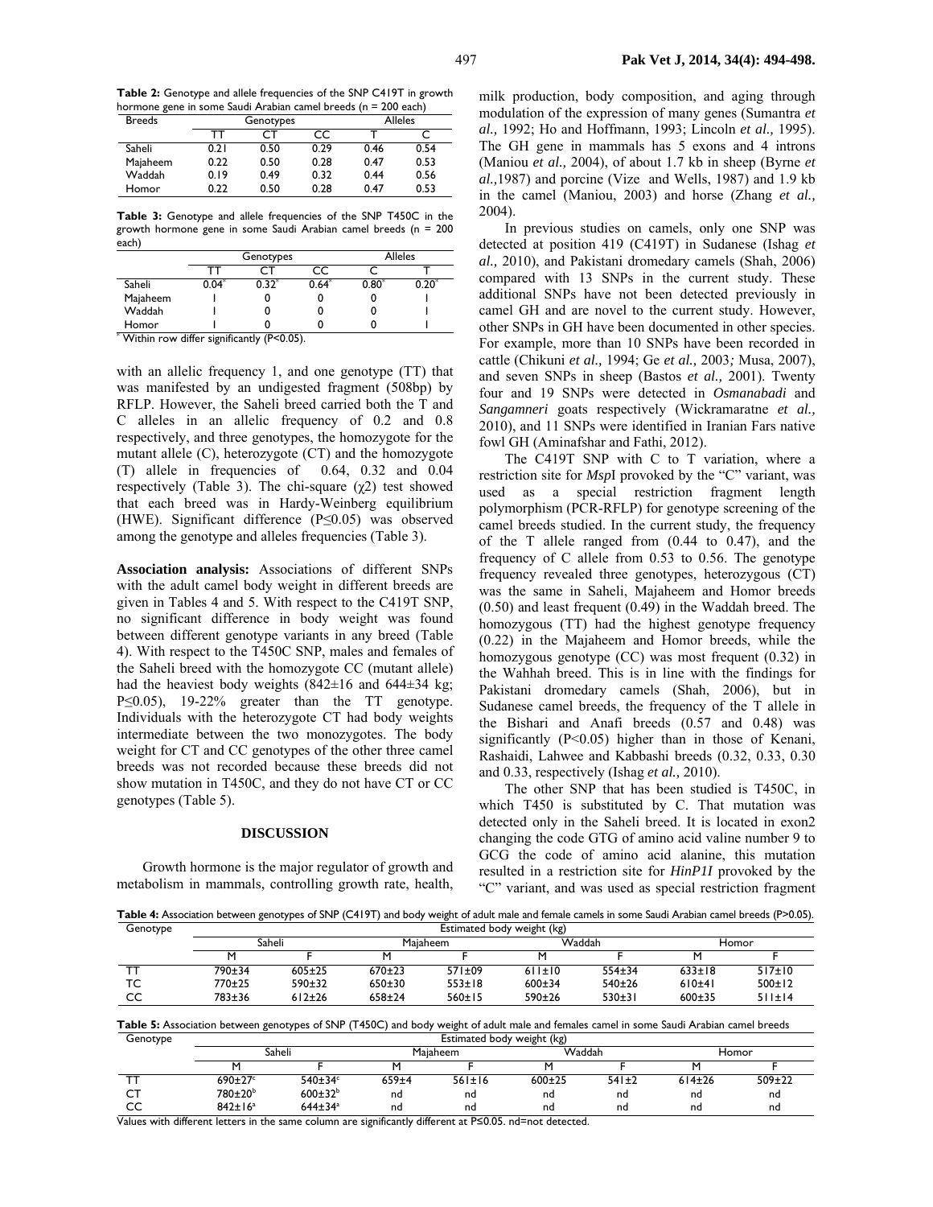**Table 2:** Genotype and allele frequencies of the SNP C419T in growth hormone gene in some Saudi Arabian camel breeds (n = 200 each)

| Breeds | Genotypes | | | Alleles | |
|---|---|---|---|---|---|
| | TT | CT | CC | T | C |
| Saheli | 0.21 | 0.50 | 0.29 | 0.46 | 0.54 |
| Majaheem | 0.22 | 0.50 | 0.28 | 0.47 | 0.53 |
| Waddah | 0.19 | 0.49 | 0.32 | 0.44 | 0.56 |
| Homor | 0.22 | 0.50 | 0.28 | 0.47 | 0.53 |

**Table 3:** Genotype and allele frequencies of the SNP T450C in the growth hormone gene in some Saudi Arabian camel breeds (n = 200 each)

| | Genotypes | | | Alleles | |
|---|---|---|---|---|---|
| | TT | CT | CC | C | T |
| Saheli | 0.04* | 0.32* | 0.64* | 0.80* | 0.20* |
| Majaheem | 1 | 0 | 0 | 0 | 1 |
| Waddah | 1 | 0 | 0 | 0 | 1 |
| Homor | 1 | 0 | 0 | 0 | 1 |

* Within row differ significantly (P<0.05).

with an allelic frequency 1, and one genotype (TT) that was manifested by an undigested fragment (508bp) by RFLP. However, the Saheli breed carried both the T and C alleles in an allelic frequency of 0.2 and 0.8 respectively, and three genotypes, the homozygote for the mutant allele (C), heterozygote (CT) and the homozygote (T) allele in frequencies of 0.64, 0.32 and 0.04 respectively (Table 3). The chi-square ($\chi$2) test showed that each breed was in Hardy-Weinberg equilibrium (HWE). Significant difference ($P \leq 0.05$) was observed among the genotype and alleles frequencies (Table 3).

**Association analysis:** Associations of different SNPs with the adult camel body weight in different breeds are given in Tables 4 and 5. With respect to the C419T SNP, no significant difference in body weight was found between different genotype variants in any breed (Table 4). With respect to the T450C SNP, males and females of the Saheli breed with the homozygote CC (mutant allele) had the heaviest body weights (842±16 and 644±34 kg; $P \leq 0.05$), 19-22% greater than the TT genotype. Individuals with the heterozygote CT had body weights intermediate between the two monozygotes. The body weight for CT and CC genotypes of the other three camel breeds was not recorded because these breeds did not show mutation in T450C, and they do not have CT or CC genotypes (Table 5).

## DISCUSSION

Growth hormone is the major regulator of growth and metabolism in mammals, controlling growth rate, health, milk production, body composition, and aging through modulation of the expression of many genes (Sumantra *et al.,* 1992; Ho and Hoffmann, 1993; Lincoln *et al.,* 1995). The GH gene in mammals has 5 exons and 4 introns (Maniou *et al.,* 2004), of about 1.7 kb in sheep (Byrne *et al.,*1987) and porcine (Vize and Wells, 1987) and 1.9 kb in the camel (Maniou, 2003) and horse (Zhang *et al.,* 2004).

In previous studies on camels, only one SNP was detected at position 419 (C419T) in Sudanese (Ishag *et al.,* 2010), and Pakistani dromedary camels (Shah, 2006) compared with 13 SNPs in the current study. These additional SNPs have not been detected previously in camel GH and are novel to the current study. However, other SNPs in GH have been documented in other species. For example, more than 10 SNPs have been recorded in cattle (Chikuni *et al.,* 1994; Ge *et al.,* 2003; Musa, 2007), and seven SNPs in sheep (Bastos *et al.,* 2001). Twenty four and 19 SNPs were detected in *Osmanabadi* and *Sangamneri* goats respectively (Wickramaratne *et al.,* 2010), and 11 SNPs were identified in Iranian Fars native fowl GH (Aminafshar and Fathi, 2012).

The C419T SNP with C to T variation, where a restriction site for *Msp*I provoked by the "C" variant, was used as a special restriction fragment length polymorphism (PCR-RFLP) for genotype screening of the camel breeds studied. In the current study, the frequency of the T allele ranged from (0.44 to 0.47), and the frequency of C allele from 0.53 to 0.56. The genotype frequency revealed three genotypes, heterozygous (CT) was the same in Saheli, Majaheem and Homor breeds (0.50) and least frequent (0.49) in the Waddah breed. The homozygous (TT) had the highest genotype frequency (0.22) in the Majaheem and Homor breeds, while the homozygous genotype (CC) was most frequent (0.32) in the Wahhah breed. This is in line with the findings for Pakistani dromedary camels (Shah, 2006), but in Sudanese camel breeds, the frequency of the T allele in the Bishari and Anafi breeds (0.57 and 0.48) was significantly (P<0.05) higher than in those of Kenani, Rashaidi, Lahwee and Kabbashi breeds (0.32, 0.33, 0.30 and 0.33, respectively (Ishag *et al.,* 2010).

The other SNP that has been studied is T450C, in which T450 is substituted by C. That mutation was detected only in the Saheli breed. It is located in exon2 changing the code GTG of amino acid valine number 9 to GCG the code of amino acid alanine, this mutation resulted in a restriction site for *HinP1I* provoked by the "C" variant, and was used as special restriction fragment

**Table 4:** Association between genotypes of SNP (C419T) and body weight of adult male and female camels in some Saudi Arabian camel breeds (P>0.05).

| Genotype | Estimated body weight (kg) | | | | | | | |
|---|---|---|---|---|---|---|---|---|
| | Saheli | | Majaheem | | Waddah | | Homor | |
| | M | F | M | F | M | F | M | F |
| TT | 790±34 | 605±25 | 670±23 | 571±09 | 611±10 | 554±34 | 633±18 | 517±10 |
| TC | 770±25 | 590±32 | 650±30 | 553±18 | 600±34 | 540±26 | 610±41 | 500±12 |
| CC | 783±36 | 612±26 | 658±24 | 560±15 | 590±26 | 530±31 | 600±35 | 511±14 |

**Table 5:** Association between genotypes of SNP (T450C) and body weight of adult male and females camel in some Saudi Arabian camel breeds

| Genotype | Estimated body weight (kg) | | | | | | | |
|---|---|---|---|---|---|---|---|---|
| | Saheli | | Majaheem | | Waddah | | Homor | |
| | M | F | M | F | M | F | M | F |
| TT | 690±27[c] | 540±34[c] | 659±4 | 561±16 | 600±25 | 541±2 | 614±26 | 509±22 |
| CT | 780±20[b] | 600±32[b] | nd | nd | nd | nd | nd | nd |
| CC | 842±16[a] | 644±34[a] | nd | nd | nd | nd | nd | nd |

Values with different letters in the same column are significantly different at P≤0.05. nd=not detected.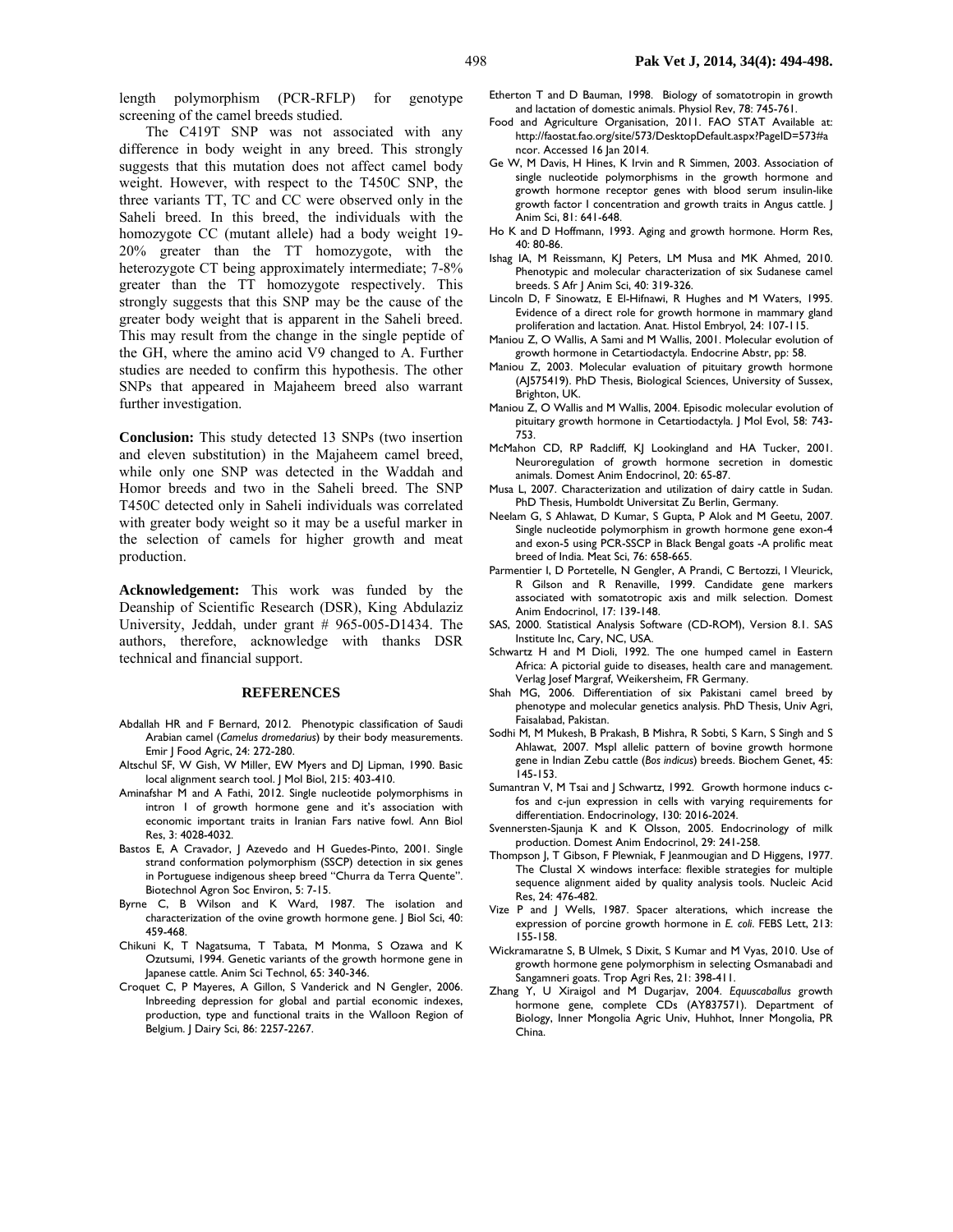length polymorphism (PCR-RFLP) for genotype screening of the camel breeds studied.

The C419T SNP was not associated with any difference in body weight in any breed. This strongly suggests that this mutation does not affect camel body weight. However, with respect to the T450C SNP, the three variants TT, TC and CC were observed only in the Saheli breed. In this breed, the individuals with the homozygote CC (mutant allele) had a body weight 19-20% greater than the TT homozygote, with the heterozygote CT being approximately intermediate; 7-8% greater than the TT homozygote respectively. This strongly suggests that this SNP may be the cause of the greater body weight that is apparent in the Saheli breed. This may result from the change in the single peptide of the GH, where the amino acid V9 changed to A. Further studies are needed to confirm this hypothesis. The other SNPs that appeared in Majaheem breed also warrant further investigation.

**Conclusion:** This study detected 13 SNPs (two insertion and eleven substitution) in the Majaheem camel breed, while only one SNP was detected in the Waddah and Homor breeds and two in the Saheli breed. The SNP T450C detected only in Saheli individuals was correlated with greater body weight so it may be a useful marker in the selection of camels for higher growth and meat production.

**Acknowledgement:** This work was funded by the Deanship of Scientific Research (DSR), King Abdulaziz University, Jeddah, under grant # 965-005-D1434. The authors, therefore, acknowledge with thanks DSR technical and financial support.

## REFERENCES

Abdallah HR and F Bernard, 2012. Phenotypic classification of Saudi Arabian camel (*Camelus dromedarius*) by their body measurements. Emir J Food Agric, 24: 272-280.

Altschul SF, W Gish, W Miller, EW Myers and DJ Lipman, 1990. Basic local alignment search tool. J Mol Biol, 215: 403-410.

Aminafshar M and A Fathi, 2012. Single nucleotide polymorphisms in intron 1 of growth hormone gene and it's association with economic important traits in Iranian Fars native fowl. Ann Biol Res, 3: 4028-4032.

Bastos E, A Cravador, J Azevedo and H Guedes-Pinto, 2001. Single strand conformation polymorphism (SSCP) detection in six genes in Portuguese indigenous sheep breed "Churra da Terra Quente". Biotechnol Agron Soc Environ, 5: 7-15.

Byrne C, B Wilson and K Ward, 1987. The isolation and characterization of the ovine growth hormone gene. J Biol Sci, 40: 459-468.

Chikuni K, T Nagatsuma, T Tabata, M Monma, S Ozawa and K Ozutsumi, 1994. Genetic variants of the growth hormone gene in Japanese cattle. Anim Sci Technol, 65: 340-346.

Croquet C, P Mayeres, A Gillon, S Vanderick and N Gengler, 2006. Inbreeding depression for global and partial economic indexes, production, type and functional traits in the Walloon Region of Belgium. J Dairy Sci, 86: 2257-2267.

Etherton T and D Bauman, 1998. Biology of somatotropin in growth and lactation of domestic animals. Physiol Rev, 78: 745-761.

Food and Agriculture Organisation, 2011. FAO STAT Available at: http://faostat.fao.org/site/573/DesktopDefault.aspx?PageID=573#ancor. Accessed 16 Jan 2014.

Ge W, M Davis, H Hines, K Irvin and R Simmen, 2003. Association of single nucleotide polymorphisms in the growth hormone and growth hormone receptor genes with blood serum insulin-like growth factor I concentration and growth traits in Angus cattle. J Anim Sci, 81: 641-648.

Ho K and D Hoffmann, 1993. Aging and growth hormone. Horm Res, 40: 80-86.

Ishag IA, M Reissmann, KJ Peters, LM Musa and MK Ahmed, 2010. Phenotypic and molecular characterization of six Sudanese camel breeds. S Afr J Anim Sci, 40: 319-326.

Lincoln D, F Sinowatz, E El-Hifnawi, R Hughes and M Waters, 1995. Evidence of a direct role for growth hormone in mammary gland proliferation and lactation. Anat. Histol Embryol, 24: 107-115.

Maniou Z, O Wallis, A Sami and M Wallis, 2001. Molecular evolution of growth hormone in Cetartiodactyla. Endocrine Abstr, pp: 58.

Maniou Z, 2003. Molecular evaluation of pituitary growth hormone (AJ575419). PhD Thesis, Biological Sciences, University of Sussex, Brighton, UK.

Maniou Z, O Wallis and M Wallis, 2004. Episodic molecular evolution of pituitary growth hormone in Cetartiodactyla. J Mol Evol, 58: 743-753.

McMahon CD, RP Radcliff, KJ Lookingland and HA Tucker, 2001. Neuroregulation of growth hormone secretion in domestic animals. Domest Anim Endocrinol, 20: 65-87.

Musa L, 2007. Characterization and utilization of dairy cattle in Sudan. PhD Thesis, Humboldt Universitat Zu Berlin, Germany.

Neelam G, S Ahlawat, D Kumar, S Gupta, P Alok and M Geetu, 2007. Single nucleotide polymorphism in growth hormone gene exon-4 and exon-5 using PCR-SSCP in Black Bengal goats -A prolific meat breed of India. Meat Sci, 76: 658-665.

Parmentier I, D Portetelle, N Gengler, A Prandi, C Bertozzi, I Vleurick, R Gilson and R Renaville, 1999. Candidate gene markers associated with somatotropic axis and milk selection. Domest Anim Endocrinol, 17: 139-148.

SAS, 2000. Statistical Analysis Software (CD-ROM), Version 8.1. SAS Institute Inc, Cary, NC, USA.

Schwartz H and M Dioli, 1992. The one humped camel in Eastern Africa: A pictorial guide to diseases, health care and management. Verlag Josef Margraf, Weikersheim, FR Germany.

Shah MG, 2006. Differentiation of six Pakistani camel breed by phenotype and molecular genetics analysis. PhD Thesis, Univ Agri, Faisalabad, Pakistan.

Sodhi M, M Mukesh, B Prakash, B Mishra, R Sobti, S Karn, S Singh and S Ahlawat, 2007. MspI allelic pattern of bovine growth hormone gene in Indian Zebu cattle (*Bos indicus*) breeds. Biochem Genet, 45: 145-153.

Sumantran V, M Tsai and J Schwartz, 1992. Growth hormone inducs c-fos and c-jun expression in cells with varying requirements for differentiation. Endocrinology, 130: 2016-2024.

Svennersten-Sjaunja K and K Olsson, 2005. Endocrinology of milk production. Domest Anim Endocrinol, 29: 241-258.

Thompson J, T Gibson, F Plewniak, F Jeanmougian and D Higgens, 1977. The Clustal X windows interface: flexible strategies for multiple sequence alignment aided by quality analysis tools. Nucleic Acid Res, 24: 476-482.

Vize P and J Wells, 1987. Spacer alterations, which increase the expression of porcine growth hormone in *E. coli*. FEBS Lett, 213: 155-158.

Wickramaratne S, B Ulmek, S Dixit, S Kumar and M Vyas, 2010. Use of growth hormone gene polymorphism in selecting Osmanabadi and Sangamneri goats. Trop Agri Res, 21: 398-411.

Zhang Y, U Xiraigol and M Dugarjav, 2004. *Equuscaballus* growth hormone gene, complete CDs (AY837571). Department of Biology, Inner Mongolia Agric Univ, Huhhot, Inner Mongolia, PR China.